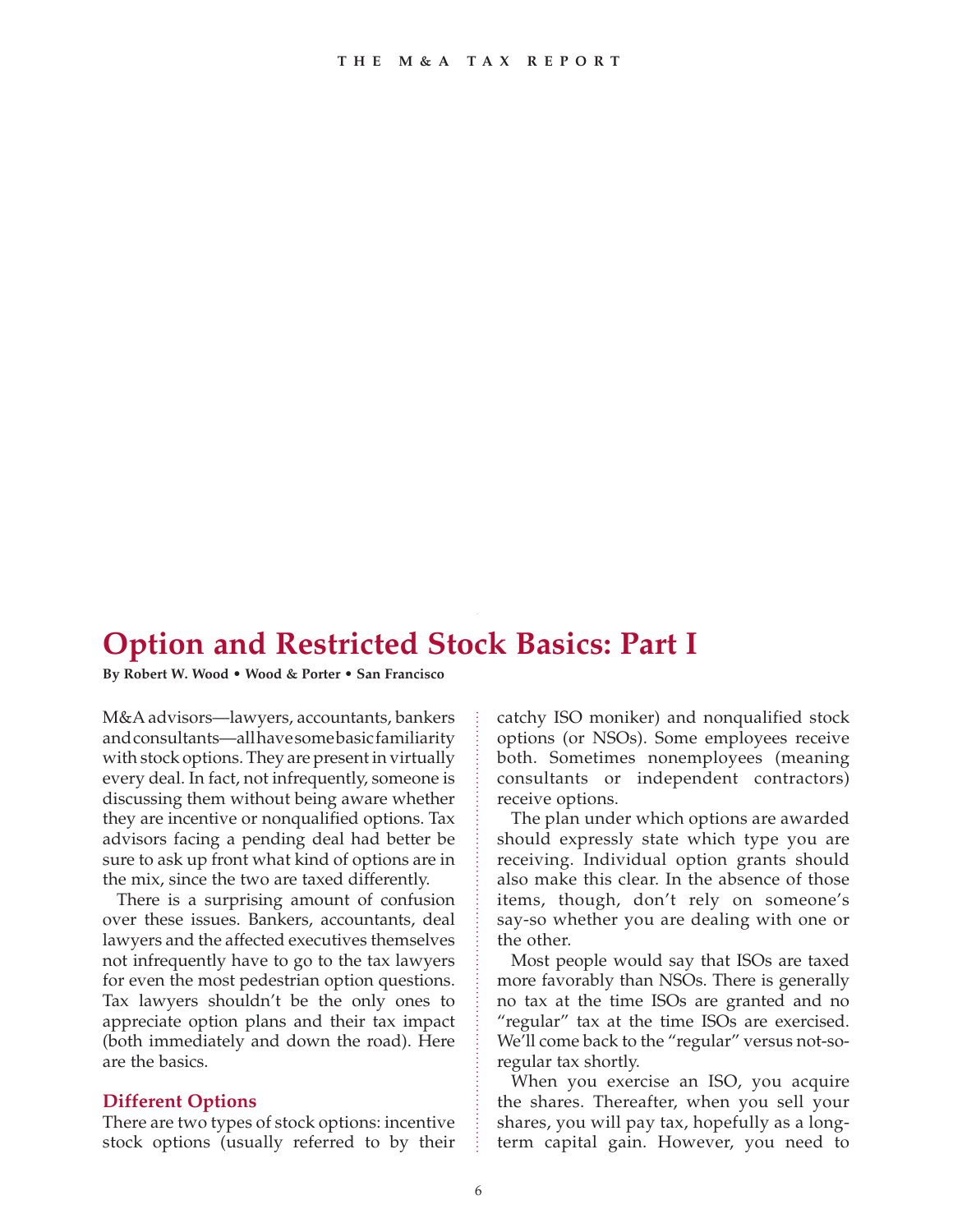# Option and Restricted Stock Basics: Part I

**By Robert W. Wood • Wood & Porter • San Francisco**

M&A advisors—lawyers, accountants, bankers and consultants—all have some basic familiarity with stock options. They are present in virtually every deal. In fact, not infrequently, someone is discussing them without being aware whether they are incentive or nonqualified options. Tax advisors facing a pending deal had better be sure to ask up front what kind of options are in the mix, since the two are taxed differently.

There is a surprising amount of confusion over these issues. Bankers, accountants, deal lawyers and the affected executives themselves not infrequently have to go to the tax lawyers for even the most pedestrian option questions. Tax lawyers shouldn't be the only ones to appreciate option plans and their tax impact (both immediately and down the road). Here are the basics.

## Different Options

There are two types of stock options: incentive stock options (usually referred to by their catchy ISO moniker) and nonqualified stock options (or NSOs). Some employees receive both. Sometimes nonemployees (meaning consultants or independent contractors) receive options.

The plan under which options are awarded should expressly state which type you are receiving. Individual option grants should also make this clear. In the absence of those items, though, don't rely on someone's say-so whether you are dealing with one or the other.

Most people would say that ISOs are taxed more favorably than NSOs. There is generally no tax at the time ISOs are granted and no "regular" tax at the time ISOs are exercised. We'll come back to the "regular" versus not-so-regular tax shortly.

When you exercise an ISO, you acquire the shares. Thereafter, when you sell your shares, you will pay tax, hopefully as a long-term capital gain. However, you need to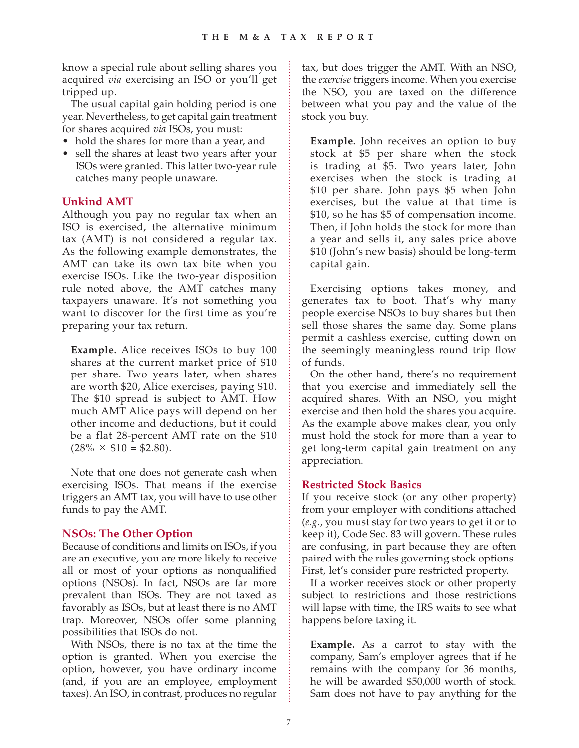know a special rule about selling shares you acquired *via* exercising an ISO or you'll get tripped up.

The usual capital gain holding period is one year. Nevertheless, to get capital gain treatment for shares acquired *via* ISOs, you must:

- hold the shares for more than a year, and
- sell the shares at least two years after your ISOs were granted. This latter two-year rule catches many people unaware.

## Unkind AMT

Although you pay no regular tax when an ISO is exercised, the alternative minimum tax (AMT) is not considered a regular tax. As the following example demonstrates, the AMT can take its own tax bite when you exercise ISOs. Like the two-year disposition rule noted above, the AMT catches many taxpayers unaware. It's not something you want to discover for the first time as you're preparing your tax return.

> **Example.** Alice receives ISOs to buy 100 shares at the current market price of $10 per share. Two years later, when shares are worth $20, Alice exercises, paying $10. The $10 spread is subject to AMT. How much AMT Alice pays will depend on her other income and deductions, but it could be a flat 28-percent AMT rate on the $10 ($28\% \times \$10 = \$2.80$).

Note that one does not generate cash when exercising ISOs. That means if the exercise triggers an AMT tax, you will have to use other funds to pay the AMT.

## NSOs: The Other Option

Because of conditions and limits on ISOs, if you are an executive, you are more likely to receive all or most of your options as nonqualified options (NSOs). In fact, NSOs are far more prevalent than ISOs. They are not taxed as favorably as ISOs, but at least there is no AMT trap. Moreover, NSOs offer some planning possibilities that ISOs do not.

With NSOs, there is no tax at the time the option is granted. When you exercise the option, however, you have ordinary income (and, if you are an employee, employment taxes). An ISO, in contrast, produces no regular tax, but does trigger the AMT. With an NSO, the *exercise* triggers income. When you exercise the NSO, you are taxed on the difference between what you pay and the value of the stock you buy.

> **Example.** John receives an option to buy stock at $5 per share when the stock is trading at $5. Two years later, John exercises when the stock is trading at $10 per share. John pays $5 when John exercises, but the value at that time is $10, so he has $5 of compensation income. Then, if John holds the stock for more than a year and sells it, any sales price above $10 (John's new basis) should be long-term capital gain.

Exercising options takes money, and generates tax to boot. That's why many people exercise NSOs to buy shares but then sell those shares the same day. Some plans permit a cashless exercise, cutting down on the seemingly meaningless round trip flow of funds.

On the other hand, there's no requirement that you exercise and immediately sell the acquired shares. With an NSO, you might exercise and then hold the shares you acquire. As the example above makes clear, you only must hold the stock for more than a year to get long-term capital gain treatment on any appreciation.

## Restricted Stock Basics

If you receive stock (or any other property) from your employer with conditions attached (*e.g.*, you must stay for two years to get it or to keep it), Code Sec. 83 will govern. These rules are confusing, in part because they are often paired with the rules governing stock options. First, let's consider pure restricted property.

If a worker receives stock or other property subject to restrictions and those restrictions will lapse with time, the IRS waits to see what happens before taxing it.

> **Example.** As a carrot to stay with the company, Sam's employer agrees that if he remains with the company for 36 months, he will be awarded $50,000 worth of stock. Sam does not have to pay anything for the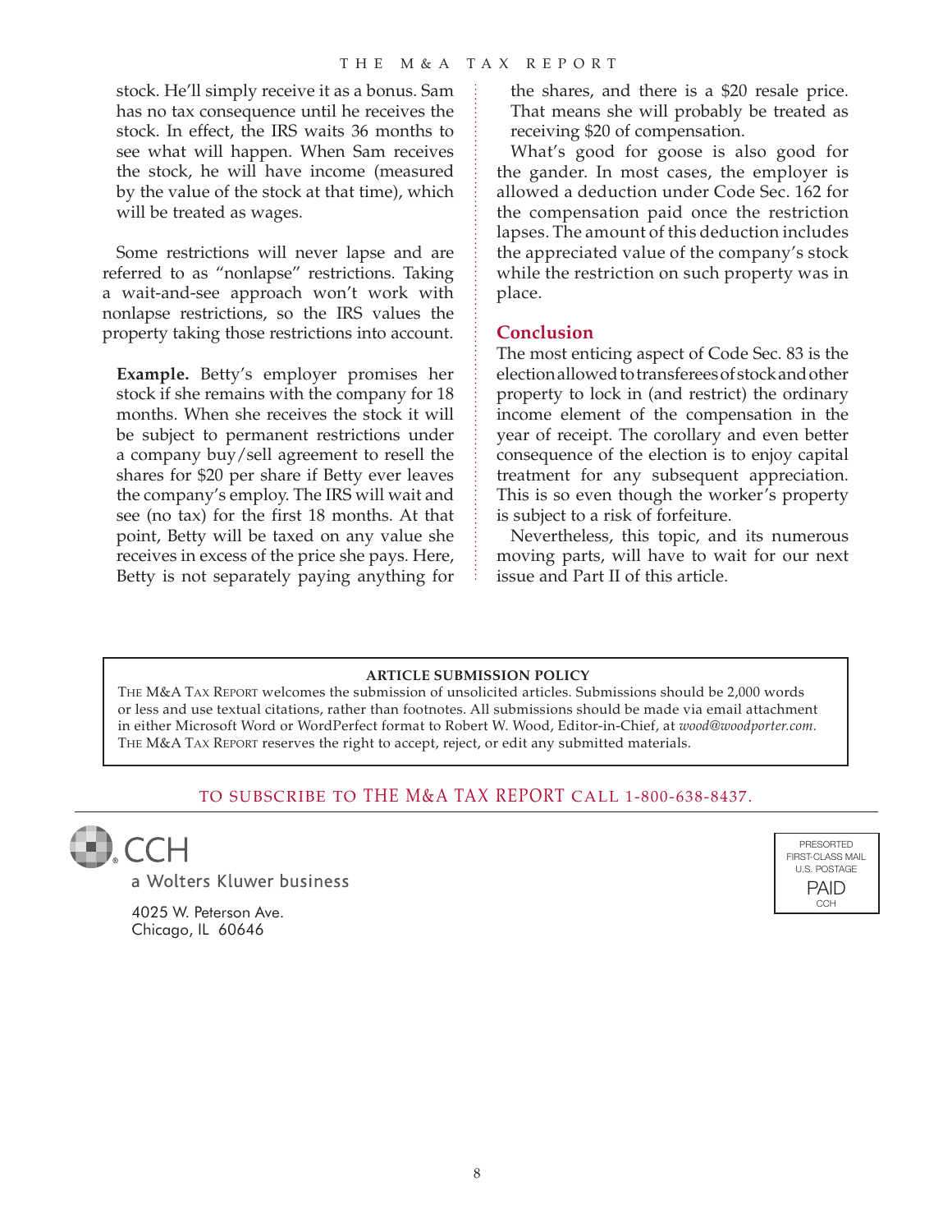stock. He'll simply receive it as a bonus. Sam has no tax consequence until he receives the stock. In effect, the IRS waits 36 months to see what will happen. When Sam receives the stock, he will have income (measured by the value of the stock at that time), which will be treated as wages.

Some restrictions will never lapse and are referred to as "nonlapse" restrictions. Taking a wait-and-see approach won't work with nonlapse restrictions, so the IRS values the property taking those restrictions into account.

**Example.** Betty's employer promises her stock if she remains with the company for 18 months. When she receives the stock it will be subject to permanent restrictions under a company buy/sell agreement to resell the shares for $20 per share if Betty ever leaves the company's employ. The IRS will wait and see (no tax) for the first 18 months. At that point, Betty will be taxed on any value she receives in excess of the price she pays. Here, Betty is not separately paying anything for the shares, and there is a $20 resale price. That means she will probably be treated as receiving $20 of compensation.

What's good for goose is also good for the gander. In most cases, the employer is allowed a deduction under Code Sec. 162 for the compensation paid once the restriction lapses. The amount of this deduction includes the appreciated value of the company's stock while the restriction on such property was in place.

## Conclusion

The most enticing aspect of Code Sec. 83 is the election allowed to transferees of stock and other property to lock in (and restrict) the ordinary income element of the compensation in the year of receipt. The corollary and even better consequence of the election is to enjoy capital treatment for any subsequent appreciation. This is so even though the worker's property is subject to a risk of forfeiture.

Nevertheless, this topic, and its numerous moving parts, will have to wait for our next issue and Part II of this article.

**ARTICLE SUBMISSION POLICY**

THE M&A TAX REPORT welcomes the submission of unsolicited articles. Submissions should be 2,000 words or less and use textual citations, rather than footnotes. All submissions should be made via email attachment in either Microsoft Word or WordPerfect format to Robert W. Wood, Editor-in-Chief, at *wood@woodporter.com.* THE M&A TAX REPORT reserves the right to accept, reject, or edit any submitted materials.

TO SUBSCRIBE TO THE M&A TAX REPORT CALL 1-800-638-8437.

CCH
a Wolters Kluwer business

4025 W. Peterson Ave.
Chicago, IL 60646

PRESORTED
FIRST-CLASS MAIL
U.S. POSTAGE
PAID
CCH